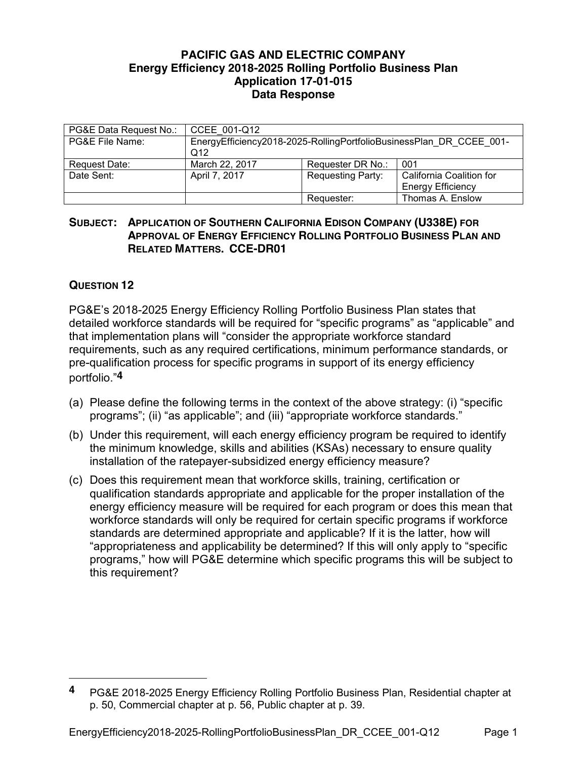# PACIFIC GAS AND ELECTRIC COMPANY
## Energy Efficiency 2018-2025 Rolling Portfolio Business Plan
## Application 17-01-015
## Data Response

| PG&E Data Request No.: | CCEE_001-Q12 | | |
|---|---|---|---|
| PG&E File Name: | EnergyEfficiency2018-2025-RollingPortfolioBusinessPlan_DR_CCEE_001-Q12 | | |
| Request Date: | March 22, 2017 | Requester DR No.: | 001 |
| Date Sent: | April 7, 2017 | Requesting Party: | California Coalition for Energy Efficiency |
| | | Requester: | Thomas A. Enslow |

**SUBJECT: APPLICATION OF SOUTHERN CALIFORNIA EDISON COMPANY (U338E) FOR APPROVAL OF ENERGY EFFICIENCY ROLLING PORTFOLIO BUSINESS PLAN AND RELATED MATTERS. CCE-DR01**

### QUESTION 12

PG&E's 2018-2025 Energy Efficiency Rolling Portfolio Business Plan states that detailed workforce standards will be required for "specific programs" as "applicable" and that implementation plans will "consider the appropriate workforce standard requirements, such as any required certifications, minimum performance standards, or pre-qualification process for specific programs in support of its energy efficiency portfolio."[4]

(a) Please define the following terms in the context of the above strategy: (i) "specific programs"; (ii) "as applicable"; and (iii) "appropriate workforce standards."

(b) Under this requirement, will each energy efficiency program be required to identify the minimum knowledge, skills and abilities (KSAs) necessary to ensure quality installation of the ratepayer-subsidized energy efficiency measure?

(c) Does this requirement mean that workforce skills, training, certification or qualification standards appropriate and applicable for the proper installation of the energy efficiency measure will be required for each program or does this mean that workforce standards will only be required for certain specific programs if workforce standards are determined appropriate and applicable? If it is the latter, how will "appropriateness and applicability be determined? If this will only apply to "specific programs," how will PG&E determine which specific programs this will be subject to this requirement?

---

[4] PG&E 2018-2025 Energy Efficiency Rolling Portfolio Business Plan, Residential chapter at p. 50, Commercial chapter at p. 56, Public chapter at p. 39.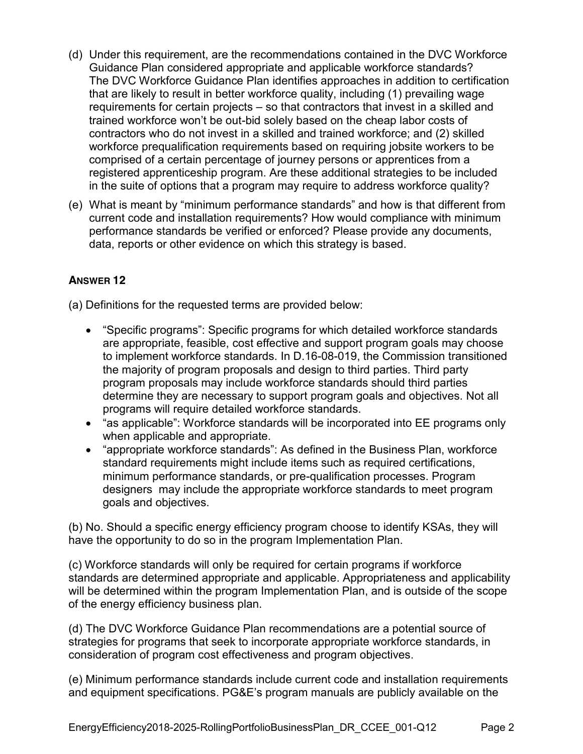(d) Under this requirement, are the recommendations contained in the DVC Workforce Guidance Plan considered appropriate and applicable workforce standards? The DVC Workforce Guidance Plan identifies approaches in addition to certification that are likely to result in better workforce quality, including (1) prevailing wage requirements for certain projects – so that contractors that invest in a skilled and trained workforce won't be out-bid solely based on the cheap labor costs of contractors who do not invest in a skilled and trained workforce; and (2) skilled workforce prequalification requirements based on requiring jobsite workers to be comprised of a certain percentage of journey persons or apprentices from a registered apprenticeship program. Are these additional strategies to be included in the suite of options that a program may require to address workforce quality?

(e) What is meant by "minimum performance standards" and how is that different from current code and installation requirements? How would compliance with minimum performance standards be verified or enforced? Please provide any documents, data, reports or other evidence on which this strategy is based.

**ANSWER 12**

(a) Definitions for the requested terms are provided below:

- "Specific programs": Specific programs for which detailed workforce standards are appropriate, feasible, cost effective and support program goals may choose to implement workforce standards. In D.16-08-019, the Commission transitioned the majority of program proposals and design to third parties. Third party program proposals may include workforce standards should third parties determine they are necessary to support program goals and objectives. Not all programs will require detailed workforce standards.
- "as applicable": Workforce standards will be incorporated into EE programs only when applicable and appropriate.
- "appropriate workforce standards": As defined in the Business Plan, workforce standard requirements might include items such as required certifications, minimum performance standards, or pre-qualification processes. Program designers may include the appropriate workforce standards to meet program goals and objectives.

(b) No. Should a specific energy efficiency program choose to identify KSAs, they will have the opportunity to do so in the program Implementation Plan.

(c) Workforce standards will only be required for certain programs if workforce standards are determined appropriate and applicable. Appropriateness and applicability will be determined within the program Implementation Plan, and is outside of the scope of the energy efficiency business plan.

(d) The DVC Workforce Guidance Plan recommendations are a potential source of strategies for programs that seek to incorporate appropriate workforce standards, in consideration of program cost effectiveness and program objectives.

(e) Minimum performance standards include current code and installation requirements and equipment specifications. PG&E's program manuals are publicly available on the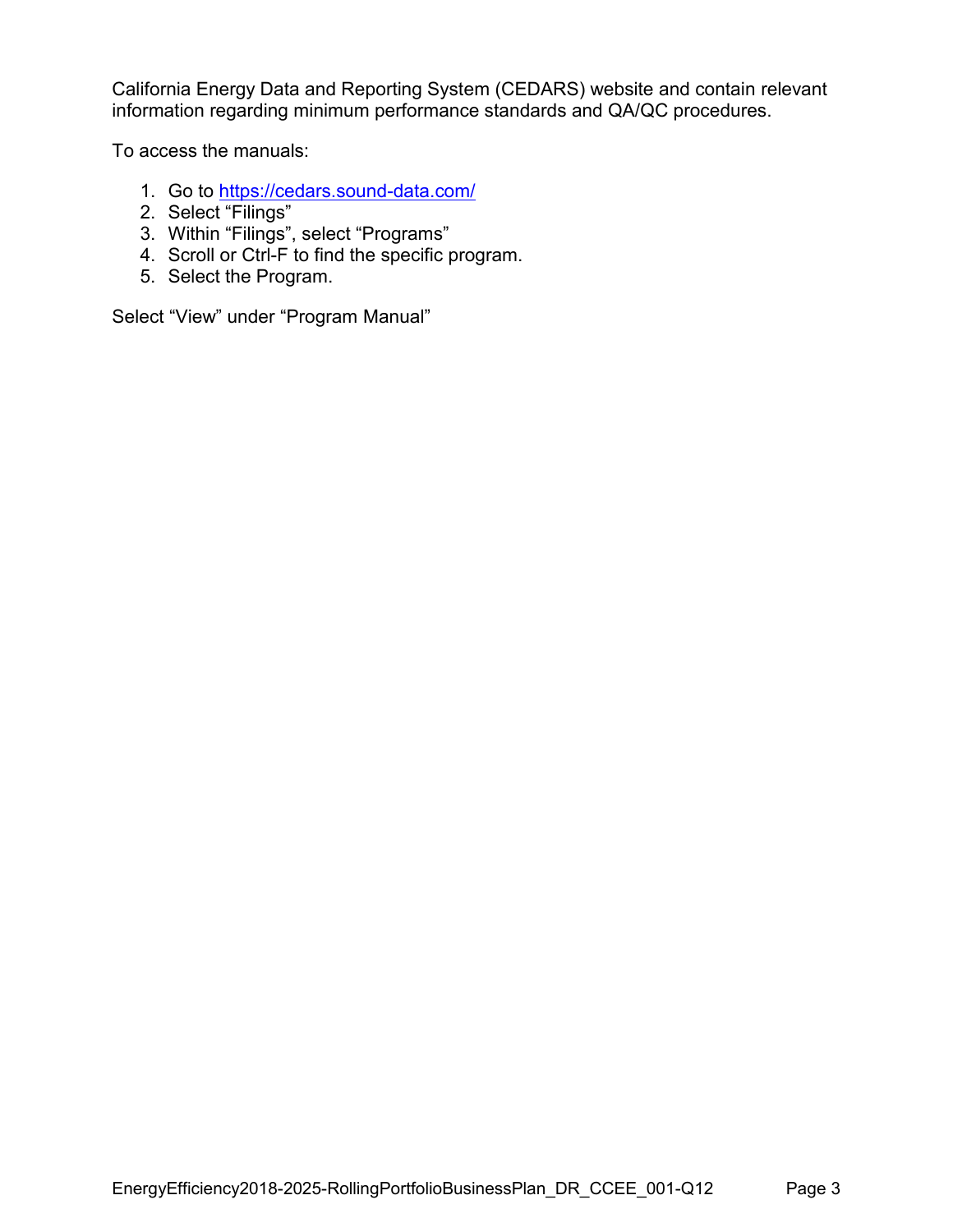California Energy Data and Reporting System (CEDARS) website and contain relevant information regarding minimum performance standards and QA/QC procedures.

To access the manuals:

1. Go to https://cedars.sound-data.com/
2. Select "Filings"
3. Within "Filings", select "Programs"
4. Scroll or Ctrl-F to find the specific program.
5. Select the Program.

Select "View" under "Program Manual"